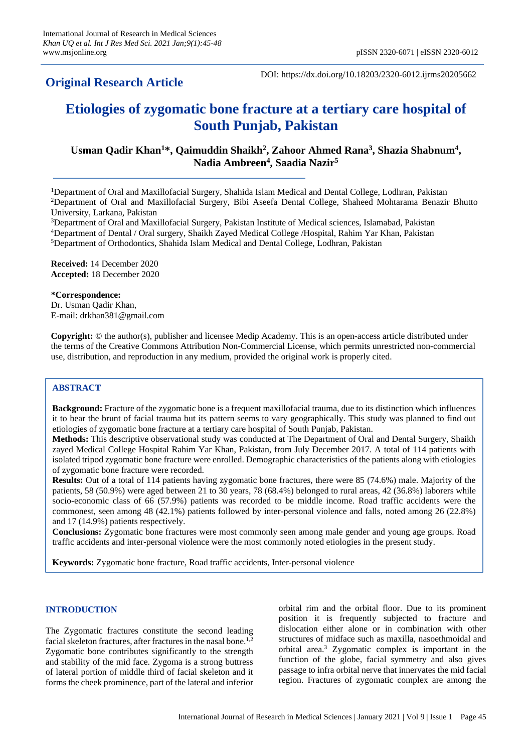**Original Research Article**

DOI: https://dx.doi.org/10.18203/2320-6012.ijrms20205662

# Etiologies of zygomatic bone fracture at a tertiary care hospital of South Punjab, Pakistan

**Usman Qadir Khan[1]*, Qaimuddin Shaikh[2], Zahoor Ahmed Rana[3], Shazia Shabnum[4], Nadia Ambreen[4], Saadia Nazir[5]**

[1]Department of Oral and Maxillofacial Surgery, Shahida Islam Medical and Dental College, Lodhran, Pakistan
[2]Department of Oral and Maxillofacial Surgery, Bibi Aseefa Dental College, Shaheed Mohtarama Benazir Bhutto University, Larkana, Pakistan
[3]Department of Oral and Maxillofacial Surgery, Pakistan Institute of Medical sciences, Islamabad, Pakistan
[4]Department of Dental / Oral surgery, Shaikh Zayed Medical College /Hospital, Rahim Yar Khan, Pakistan
[5]Department of Orthodontics, Shahida Islam Medical and Dental College, Lodhran, Pakistan

**Received:** 14 December 2020
**Accepted:** 18 December 2020

**\*Correspondence:**
Dr. Usman Qadir Khan,
E-mail: drkhan381@gmail.com

**Copyright:** © the author(s), publisher and licensee Medip Academy. This is an open-access article distributed under the terms of the Creative Commons Attribution Non-Commercial License, which permits unrestricted non-commercial use, distribution, and reproduction in any medium, provided the original work is properly cited.

## ABSTRACT

**Background:** Fracture of the zygomatic bone is a frequent maxillofacial trauma, due to its distinction which influences it to bear the brunt of facial trauma but its pattern seems to vary geographically. This study was planned to find out etiologies of zygomatic bone fracture at a tertiary care hospital of South Punjab, Pakistan.

**Methods:** This descriptive observational study was conducted at The Department of Oral and Dental Surgery, Shaikh zayed Medical College Hospital Rahim Yar Khan, Pakistan, from July December 2017. A total of 114 patients with isolated tripod zygomatic bone fracture were enrolled. Demographic characteristics of the patients along with etiologies of zygomatic bone fracture were recorded.

**Results:** Out of a total of 114 patients having zygomatic bone fractures, there were 85 (74.6%) male. Majority of the patients, 58 (50.9%) were aged between 21 to 30 years, 78 (68.4%) belonged to rural areas, 42 (36.8%) laborers while socio-economic class of 66 (57.9%) patients was recorded to be middle income. Road traffic accidents were the commonest, seen among 48 (42.1%) patients followed by inter-personal violence and falls, noted among 26 (22.8%) and 17 (14.9%) patients respectively.

**Conclusions:** Zygomatic bone fractures were most commonly seen among male gender and young age groups. Road traffic accidents and inter-personal violence were the most commonly noted etiologies in the present study.

**Keywords:** Zygomatic bone fracture, Road traffic accidents, Inter-personal violence

## INTRODUCTION

The Zygomatic fractures constitute the second leading facial skeleton fractures, after fractures in the nasal bone.[1,2] Zygomatic bone contributes significantly to the strength and stability of the mid face. Zygoma is a strong buttress of lateral portion of middle third of facial skeleton and it forms the cheek prominence, part of the lateral and inferior orbital rim and the orbital floor. Due to its prominent position it is frequently subjected to fracture and dislocation either alone or in combination with other structures of midface such as maxilla, nasoethmoidal and orbital area.[3] Zygomatic complex is important in the function of the globe, facial symmetry and also gives passage to infra orbital nerve that innervates the mid facial region. Fractures of zygomatic complex are among the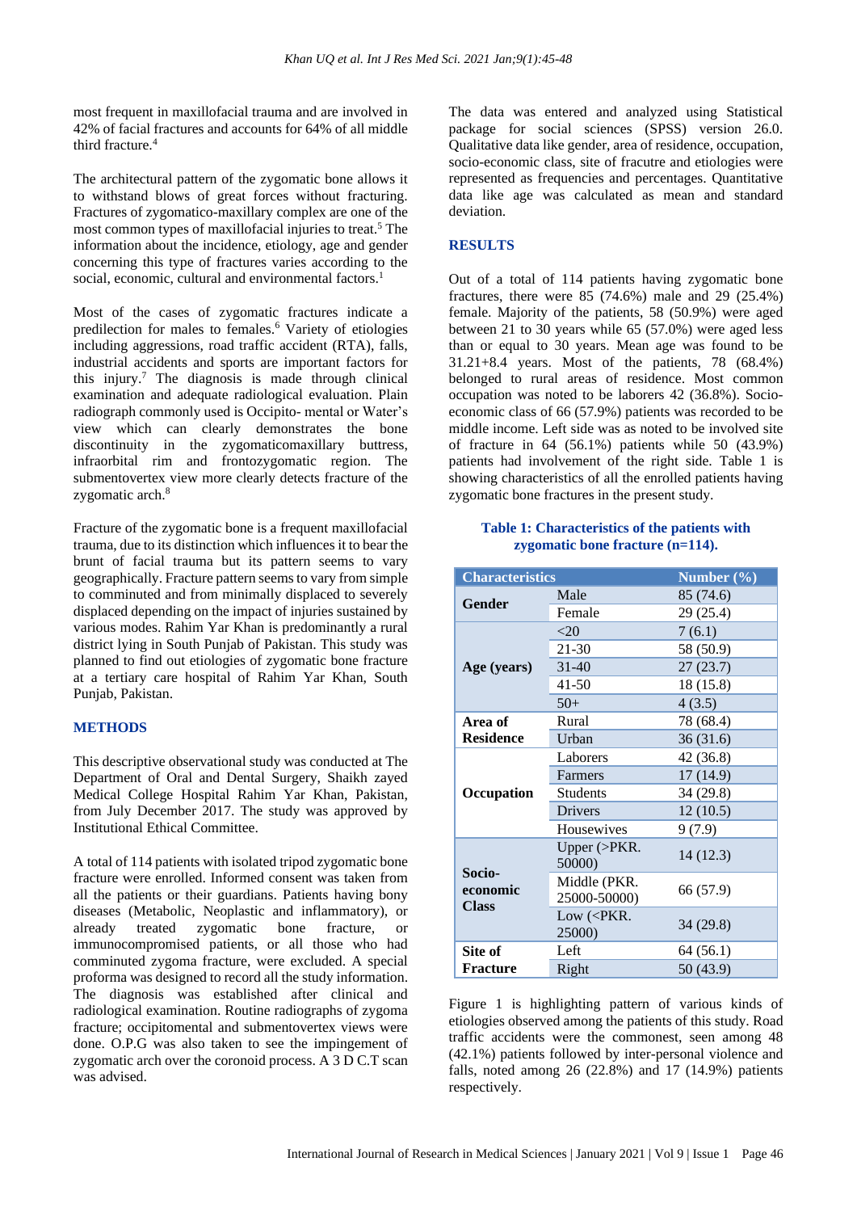most frequent in maxillofacial trauma and are involved in 42% of facial fractures and accounts for 64% of all middle third fracture.[4]

The architectural pattern of the zygomatic bone allows it to withstand blows of great forces without fracturing. Fractures of zygomatico-maxillary complex are one of the most common types of maxillofacial injuries to treat.[5] The information about the incidence, etiology, age and gender concerning this type of fractures varies according to the social, economic, cultural and environmental factors.[1]

Most of the cases of zygomatic fractures indicate a predilection for males to females.[6] Variety of etiologies including aggressions, road traffic accident (RTA), falls, industrial accidents and sports are important factors for this injury.[7] The diagnosis is made through clinical examination and adequate radiological evaluation. Plain radiograph commonly used is Occipito- mental or Water's view which can clearly demonstrates the bone discontinuity in the zygomaticomaxillary buttress, infraorbital rim and frontozygomatic region. The submentovertex view more clearly detects fracture of the zygomatic arch.[8]

Fracture of the zygomatic bone is a frequent maxillofacial trauma, due to its distinction which influences it to bear the brunt of facial trauma but its pattern seems to vary geographically. Fracture pattern seems to vary from simple to comminuted and from minimally displaced to severely displaced depending on the impact of injuries sustained by various modes. Rahim Yar Khan is predominantly a rural district lying in South Punjab of Pakistan. This study was planned to find out etiologies of zygomatic bone fracture at a tertiary care hospital of Rahim Yar Khan, South Punjab, Pakistan.

## METHODS

This descriptive observational study was conducted at The Department of Oral and Dental Surgery, Shaikh zayed Medical College Hospital Rahim Yar Khan, Pakistan, from July December 2017. The study was approved by Institutional Ethical Committee.

A total of 114 patients with isolated tripod zygomatic bone fracture were enrolled. Informed consent was taken from all the patients or their guardians. Patients having bony diseases (Metabolic, Neoplastic and inflammatory), or already treated zygomatic bone fracture, or immunocompromised patients, or all those who had comminuted zygoma fracture, were excluded. A special proforma was designed to record all the study information. The diagnosis was established after clinical and radiological examination. Routine radiographs of zygoma fracture; occipitomental and submentovertex views were done. O.P.G was also taken to see the impingement of zygomatic arch over the coronoid process. A 3 D C.T scan was advised.

The data was entered and analyzed using Statistical package for social sciences (SPSS) version 26.0. Qualitative data like gender, area of residence, occupation, socio-economic class, site of fracutre and etiologies were represented as frequencies and percentages. Quantitative data like age was calculated as mean and standard deviation.

## RESULTS

Out of a total of 114 patients having zygomatic bone fractures, there were 85 (74.6%) male and 29 (25.4%) female. Majority of the patients, 58 (50.9%) were aged between 21 to 30 years while 65 (57.0%) were aged less than or equal to 30 years. Mean age was found to be 31.21+8.4 years. Most of the patients, 78 (68.4%) belonged to rural areas of residence. Most common occupation was noted to be laborers 42 (36.8%). Socio-economic class of 66 (57.9%) patients was recorded to be middle income. Left side was as noted to be involved site of fracture in 64 (56.1%) patients while 50 (43.9%) patients had involvement of the right side. Table 1 is showing characteristics of all the enrolled patients having zygomatic bone fractures in the present study.

**Table 1: Characteristics of the patients with zygomatic bone fracture (n=114).**

| Characteristics | | Number (%) |
|---|---|---|
| **Gender** | Male | 85 (74.6) |
| | Female | 29 (25.4) |
| **Age (years)** | <20 | 7 (6.1) |
| | 21-30 | 58 (50.9) |
| | 31-40 | 27 (23.7) |
| | 41-50 | 18 (15.8) |
| | 50+ | 4 (3.5) |
| **Area of Residence** | Rural | 78 (68.4) |
| | Urban | 36 (31.6) |
| **Occupation** | Laborers | 42 (36.8) |
| | Farmers | 17 (14.9) |
| | Students | 34 (29.8) |
| | Drivers | 12 (10.5) |
| | Housewives | 9 (7.9) |
| **Socio-economic Class** | Upper (>PKR. 50000) | 14 (12.3) |
| | Middle (PKR. 25000-50000) | 66 (57.9) |
| | Low (<PKR. 25000) | 34 (29.8) |
| **Site of Fracture** | Left | 64 (56.1) |
| | Right | 50 (43.9) |

Figure 1 is highlighting pattern of various kinds of etiologies observed among the patients of this study. Road traffic accidents were the commonest, seen among 48 (42.1%) patients followed by inter-personal violence and falls, noted among 26 (22.8%) and 17 (14.9%) patients respectively.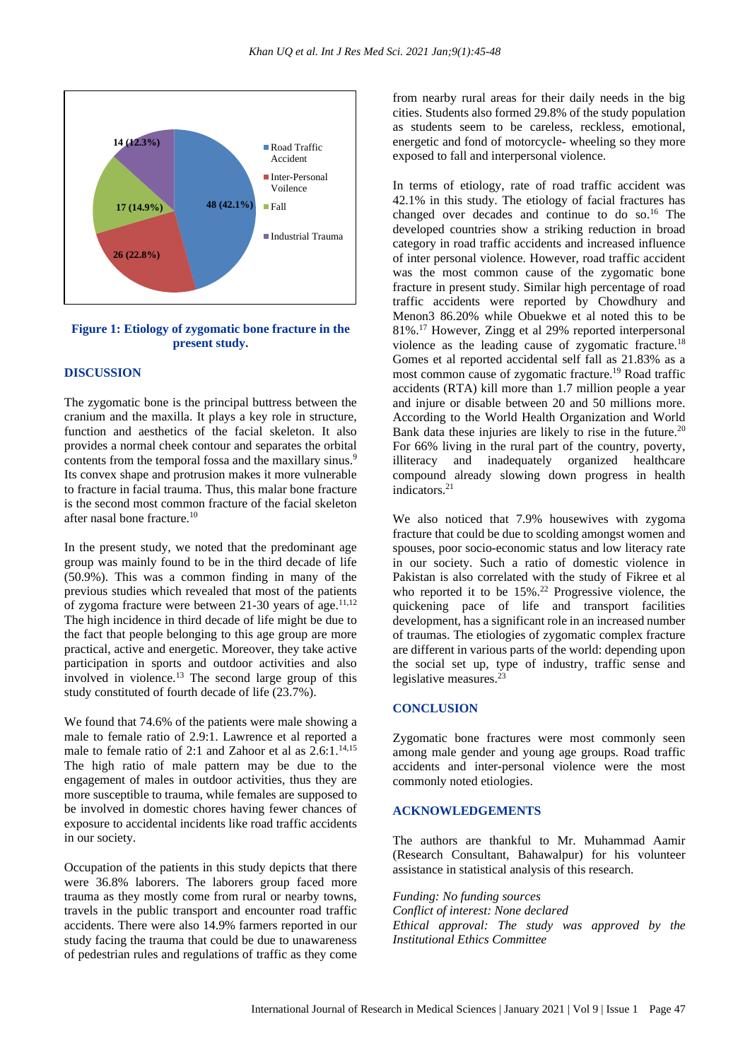Figure 1: Etiology of zygomatic bone fracture in the present study.

## DISCUSSION

The zygomatic bone is the principal buttress between the cranium and the maxilla. It plays a key role in structure, function and aesthetics of the facial skeleton. It also provides a normal cheek contour and separates the orbital contents from the temporal fossa and the maxillary sinus.[9] Its convex shape and protrusion makes it more vulnerable to fracture in facial trauma. Thus, this malar bone fracture is the second most common fracture of the facial skeleton after nasal bone fracture.[10]

In the present study, we noted that the predominant age group was mainly found to be in the third decade of life (50.9%). This was a common finding in many of the previous studies which revealed that most of the patients of zygoma fracture were between 21-30 years of age.[11,12] The high incidence in third decade of life might be due to the fact that people belonging to this age group are more practical, active and energetic. Moreover, they take active participation in sports and outdoor activities and also involved in violence.[13] The second large group of this study constituted of fourth decade of life (23.7%).

We found that 74.6% of the patients were male showing a male to female ratio of 2.9:1. Lawrence et al reported a male to female ratio of 2:1 and Zahoor et al as 2.6:1.[14,15] The high ratio of male pattern may be due to the engagement of males in outdoor activities, thus they are more susceptible to trauma, while females are supposed to be involved in domestic chores having fewer chances of exposure to accidental incidents like road traffic accidents in our society.

Occupation of the patients in this study depicts that there were 36.8% laborers. The laborers group faced more trauma as they mostly come from rural or nearby towns, travels in the public transport and encounter road traffic accidents. There were also 14.9% farmers reported in our study facing the trauma that could be due to unawareness of pedestrian rules and regulations of traffic as they come from nearby rural areas for their daily needs in the big cities. Students also formed 29.8% of the study population as students seem to be careless, reckless, emotional, energetic and fond of motorcycle- wheeling so they more exposed to fall and interpersonal violence.

In terms of etiology, rate of road traffic accident was 42.1% in this study. The etiology of facial fractures has changed over decades and continue to do so.[16] The developed countries show a striking reduction in broad category in road traffic accidents and increased influence of inter personal violence. However, road traffic accident was the most common cause of the zygomatic bone fracture in present study. Similar high percentage of road traffic accidents were reported by Chowdhury and Menon3 86.20% while Obuekwe et al noted this to be 81%.[17] However, Zingg et al 29% reported interpersonal violence as the leading cause of zygomatic fracture.[18] Gomes et al reported accidental self fall as 21.83% as a most common cause of zygomatic fracture.[19] Road traffic accidents (RTA) kill more than 1.7 million people a year and injure or disable between 20 and 50 millions more. According to the World Health Organization and World Bank data these injuries are likely to rise in the future.[20] For 66% living in the rural part of the country, poverty, illiteracy and inadequately organized healthcare compound already slowing down progress in health indicators.[21]

We also noticed that 7.9% housewives with zygoma fracture that could be due to scolding amongst women and spouses, poor socio-economic status and low literacy rate in our society. Such a ratio of domestic violence in Pakistan is also correlated with the study of Fikree et al who reported it to be 15%.[22] Progressive violence, the quickening pace of life and transport facilities development, has a significant role in an increased number of traumas. The etiologies of zygomatic complex fracture are different in various parts of the world: depending upon the social set up, type of industry, traffic sense and legislative measures.[23]

## CONCLUSION

Zygomatic bone fractures were most commonly seen among male gender and young age groups. Road traffic accidents and inter-personal violence were the most commonly noted etiologies.

## ACKNOWLEDGEMENTS

The authors are thankful to Mr. Muhammad Aamir (Research Consultant, Bahawalpur) for his volunteer assistance in statistical analysis of this research.

*Funding: No funding sources*
*Conflict of interest: None declared*
*Ethical approval: The study was approved by the Institutional Ethics Committee*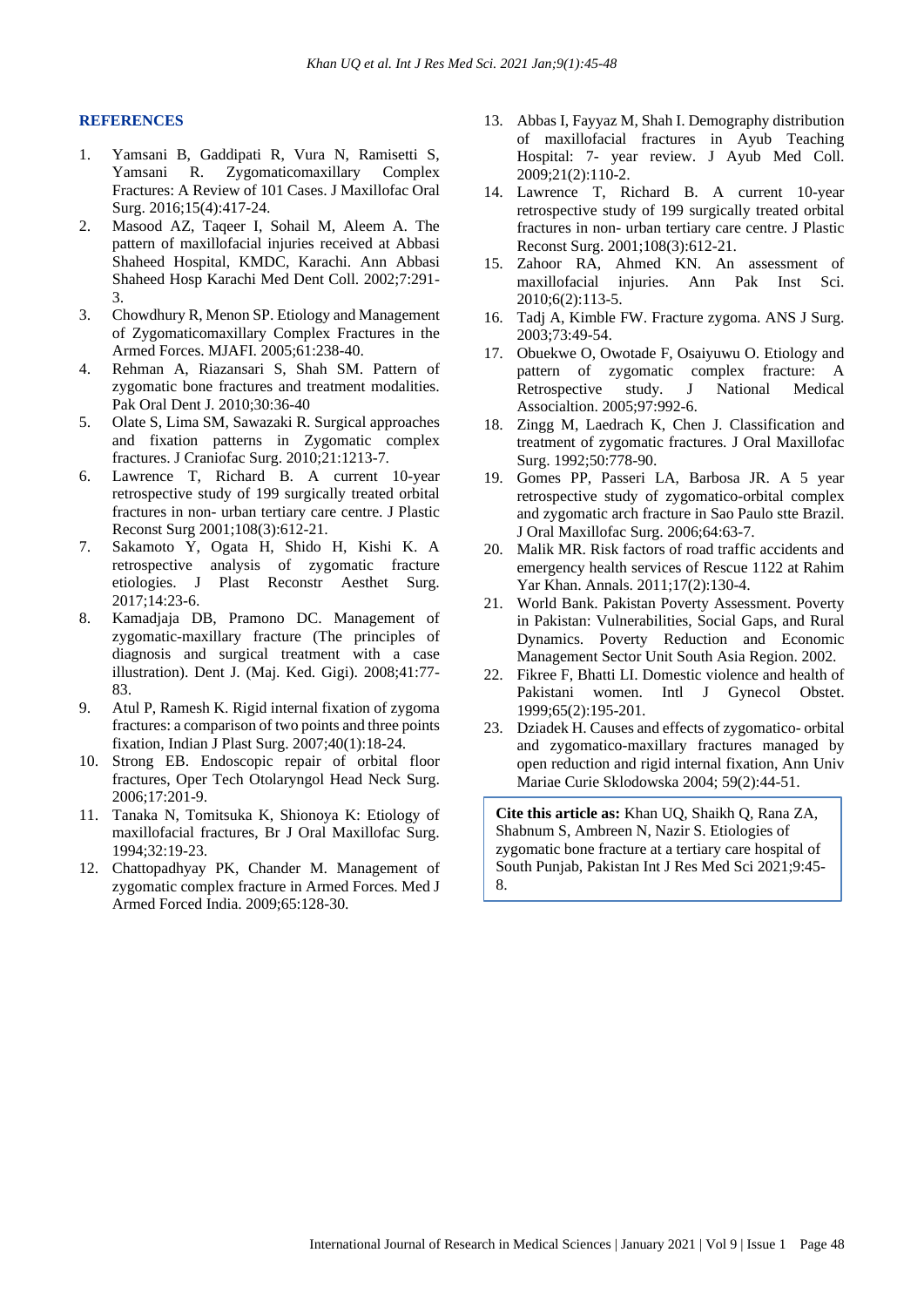## REFERENCES

1. Yamsani B, Gaddipati R, Vura N, Ramisetti S, Yamsani R. Zygomaticomaxillary Complex Fractures: A Review of 101 Cases. J Maxillofac Oral Surg. 2016;15(4):417-24.
2. Masood AZ, Taqeer I, Sohail M, Aleem A. The pattern of maxillofacial injuries received at Abbasi Shaheed Hospital, KMDC, Karachi. Ann Abbasi Shaheed Hosp Karachi Med Dent Coll. 2002;7:291-3.
3. Chowdhury R, Menon SP. Etiology and Management of Zygomaticomaxillary Complex Fractures in the Armed Forces. MJAFI. 2005;61:238-40.
4. Rehman A, Riazansari S, Shah SM. Pattern of zygomatic bone fractures and treatment modalities. Pak Oral Dent J. 2010;30:36-40
5. Olate S, Lima SM, Sawazaki R. Surgical approaches and fixation patterns in Zygomatic complex fractures. J Craniofac Surg. 2010;21:1213-7.
6. Lawrence T, Richard B. A current 10-year retrospective study of 199 surgically treated orbital fractures in non- urban tertiary care centre. J Plastic Reconst Surg 2001;108(3):612-21.
7. Sakamoto Y, Ogata H, Shido H, Kishi K. A retrospective analysis of zygomatic fracture etiologies. J Plast Reconstr Aesthet Surg. 2017;14:23-6.
8. Kamadjaja DB, Pramono DC. Management of zygomatic-maxillary fracture (The principles of diagnosis and surgical treatment with a case illustration). Dent J. (Maj. Ked. Gigi). 2008;41:77-83.
9. Atul P, Ramesh K. Rigid internal fixation of zygoma fractures: a comparison of two points and three points fixation, Indian J Plast Surg. 2007;40(1):18-24.
10. Strong EB. Endoscopic repair of orbital floor fractures, Oper Tech Otolaryngol Head Neck Surg. 2006;17:201-9.
11. Tanaka N, Tomitsuka K, Shionoya K: Etiology of maxillofacial fractures, Br J Oral Maxillofac Surg. 1994;32:19-23.
12. Chattopadhyay PK, Chander M. Management of zygomatic complex fracture in Armed Forces. Med J Armed Forced India. 2009;65:128-30.
13. Abbas I, Fayyaz M, Shah I. Demography distribution of maxillofacial fractures in Ayub Teaching Hospital: 7- year review. J Ayub Med Coll. 2009;21(2):110-2.
14. Lawrence T, Richard B. A current 10-year retrospective study of 199 surgically treated orbital fractures in non- urban tertiary care centre. J Plastic Reconst Surg. 2001;108(3):612-21.
15. Zahoor RA, Ahmed KN. An assessment of maxillofacial injuries. Ann Pak Inst Sci. 2010;6(2):113-5.
16. Tadj A, Kimble FW. Fracture zygoma. ANS J Surg. 2003;73:49-54.
17. Obuekwe O, Owotade F, Osaiyuwu O. Etiology and pattern of zygomatic complex fracture: A Retrospective study. J National Medical Associaltion. 2005;97:992-6.
18. Zingg M, Laedrach K, Chen J. Classification and treatment of zygomatic fractures. J Oral Maxillofac Surg. 1992;50:778-90.
19. Gomes PP, Passeri LA, Barbosa JR. A 5 year retrospective study of zygomatico-orbital complex and zygomatic arch fracture in Sao Paulo stte Brazil. J Oral Maxillofac Surg. 2006;64:63-7.
20. Malik MR. Risk factors of road traffic accidents and emergency health services of Rescue 1122 at Rahim Yar Khan. Annals. 2011;17(2):130-4.
21. World Bank. Pakistan Poverty Assessment. Poverty in Pakistan: Vulnerabilities, Social Gaps, and Rural Dynamics. Poverty Reduction and Economic Management Sector Unit South Asia Region. 2002.
22. Fikree F, Bhatti LI. Domestic violence and health of Pakistani women. Intl J Gynecol Obstet. 1999;65(2):195-201.
23. Dziadek H. Causes and effects of zygomatico- orbital and zygomatico-maxillary fractures managed by open reduction and rigid internal fixation, Ann Univ Mariae Curie Sklodowska 2004; 59(2):44-51.

**Cite this article as:** Khan UQ, Shaikh Q, Rana ZA, Shabnum S, Ambreen N, Nazir S. Etiologies of zygomatic bone fracture at a tertiary care hospital of South Punjab, Pakistan Int J Res Med Sci 2021;9:45-8.